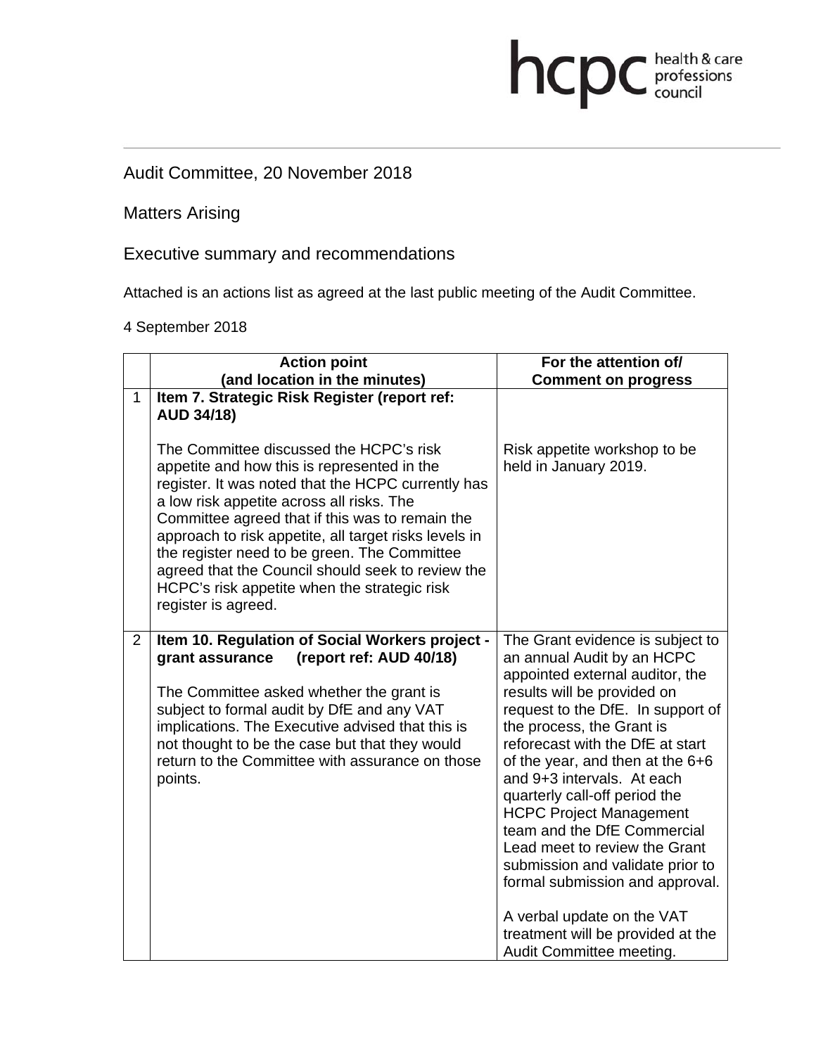hcpc health & care professions council

Audit Committee, 20 November 2018

Matters Arising

Executive summary and recommendations

Attached is an actions list as agreed at the last public meeting of the Audit Committee.

4 September 2018

| | Action point (and location in the minutes) | For the attention of/ Comment on progress |
|---|---|---|
| 1 | **Item 7. Strategic Risk Register (report ref: AUD 34/18)**<br><br>The Committee discussed the HCPC's risk appetite and how this is represented in the register. It was noted that the HCPC currently has a low risk appetite across all risks. The Committee agreed that if this was to remain the approach to risk appetite, all target risks levels in the register need to be green. The Committee agreed that the Council should seek to review the HCPC's risk appetite when the strategic risk register is agreed. | Risk appetite workshop to be held in January 2019. |
| 2 | **Item 10. Regulation of Social Workers project - grant assurance (report ref: AUD 40/18)**<br><br>The Committee asked whether the grant is subject to formal audit by DfE and any VAT implications. The Executive advised that this is not thought to be the case but that they would return to the Committee with assurance on those points. | The Grant evidence is subject to an annual Audit by an HCPC appointed external auditor, the results will be provided on request to the DfE. In support of the process, the Grant is reforecast with the DfE at start of the year, and then at the 6+6 and 9+3 intervals. At each quarterly call-off period the HCPC Project Management team and the DfE Commercial Lead meet to review the Grant submission and validate prior to formal submission and approval.<br><br>A verbal update on the VAT treatment will be provided at the Audit Committee meeting. |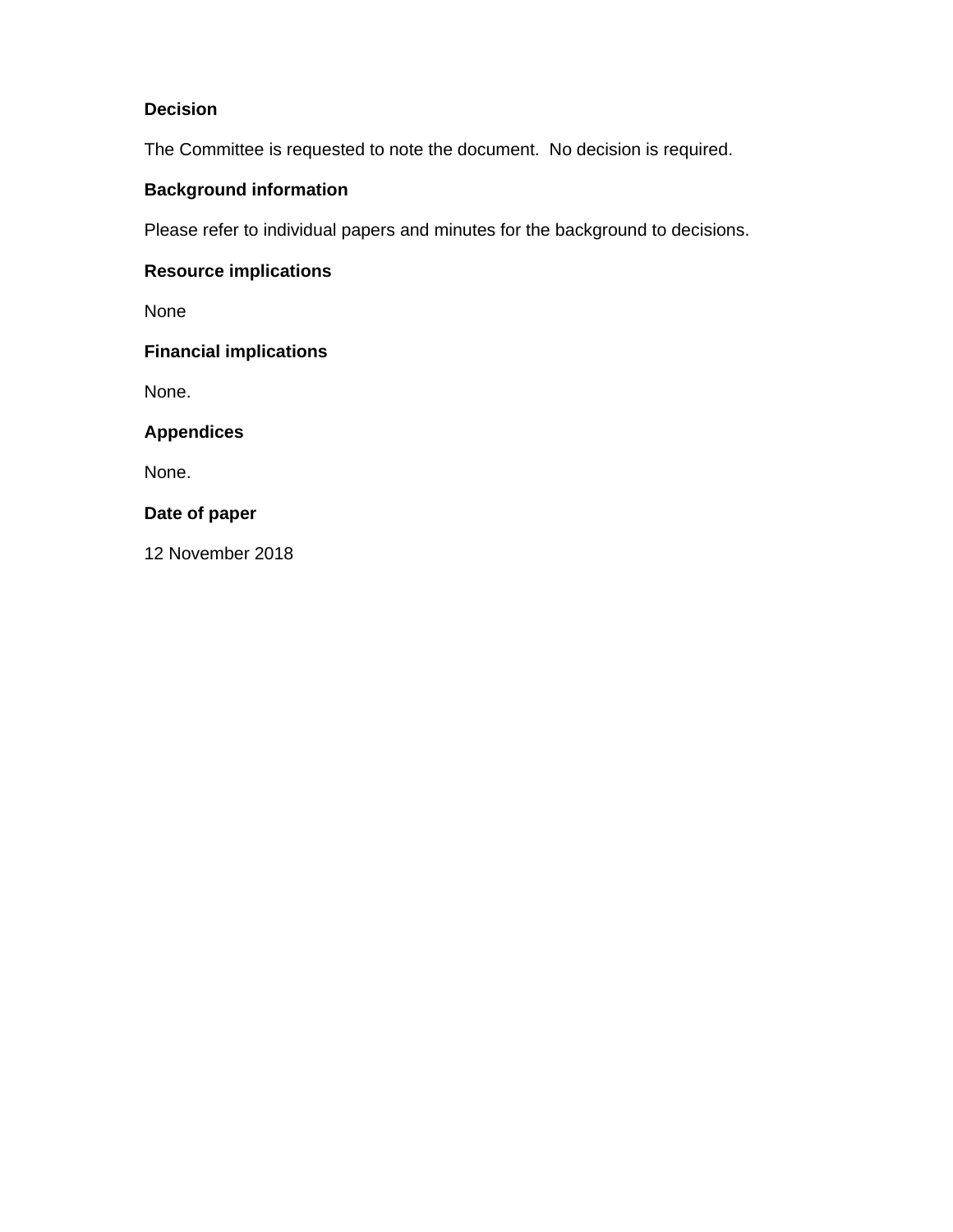**Decision**

The Committee is requested to note the document.  No decision is required.

**Background information**

Please refer to individual papers and minutes for the background to decisions.

**Resource implications**

None

**Financial implications**

None.

**Appendices**

None.

**Date of paper**

12 November 2018